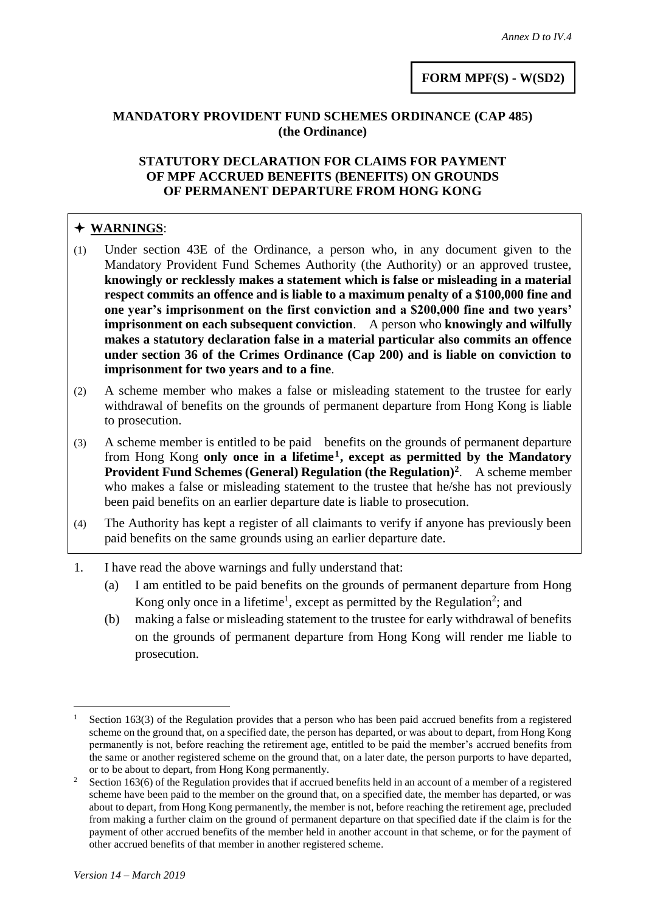*Annex D to IV.4*

**FORM MPF(S) - W(SD2)**

## MANDATORY PROVIDENT FUND SCHEMES ORDINANCE (CAP 485) (the Ordinance)

## STATUTORY DECLARATION FOR CLAIMS FOR PAYMENT OF MPF ACCRUED BENEFITS (BENEFITS) ON GROUNDS OF PERMANENT DEPARTURE FROM HONG KONG

✦ **WARNINGS**:

(1) Under section 43E of the Ordinance, a person who, in any document given to the Mandatory Provident Fund Schemes Authority (the Authority) or an approved trustee, **knowingly or recklessly makes a statement which is false or misleading in a material respect commits an offence and is liable to a maximum penalty of a $100,000 fine and one year's imprisonment on the first conviction and a $200,000 fine and two years' imprisonment on each subsequent conviction**. A person who **knowingly and wilfully makes a statutory declaration false in a material particular also commits an offence under section 36 of the Crimes Ordinance (Cap 200) and is liable on conviction to imprisonment for two years and to a fine**.

(2) A scheme member who makes a false or misleading statement to the trustee for early withdrawal of benefits on the grounds of permanent departure from Hong Kong is liable to prosecution.

(3) A scheme member is entitled to be paid benefits on the grounds of permanent departure from Hong Kong **only once in a lifetime[1], except as permitted by the Mandatory Provident Fund Schemes (General) Regulation (the Regulation)[2]**. A scheme member who makes a false or misleading statement to the trustee that he/she has not previously been paid benefits on an earlier departure date is liable to prosecution.

(4) The Authority has kept a register of all claimants to verify if anyone has previously been paid benefits on the same grounds using an earlier departure date.

1. I have read the above warnings and fully understand that:
   (a) I am entitled to be paid benefits on the grounds of permanent departure from Hong Kong only once in a lifetime[1], except as permitted by the Regulation[2]; and
   (b) making a false or misleading statement to the trustee for early withdrawal of benefits on the grounds of permanent departure from Hong Kong will render me liable to prosecution.

---

[1] Section 163(3) of the Regulation provides that a person who has been paid accrued benefits from a registered scheme on the ground that, on a specified date, the person has departed, or was about to depart, from Hong Kong permanently is not, before reaching the retirement age, entitled to be paid the member's accrued benefits from the same or another registered scheme on the ground that, on a later date, the person purports to have departed, or to be about to depart, from Hong Kong permanently.

[2] Section 163(6) of the Regulation provides that if accrued benefits held in an account of a member of a registered scheme have been paid to the member on the ground that, on a specified date, the member has departed, or was about to depart, from Hong Kong permanently, the member is not, before reaching the retirement age, precluded from making a further claim on the ground of permanent departure on that specified date if the claim is for the payment of other accrued benefits of the member held in another account in that scheme, or for the payment of other accrued benefits of that member in another registered scheme.

*Version 14 – March 2019*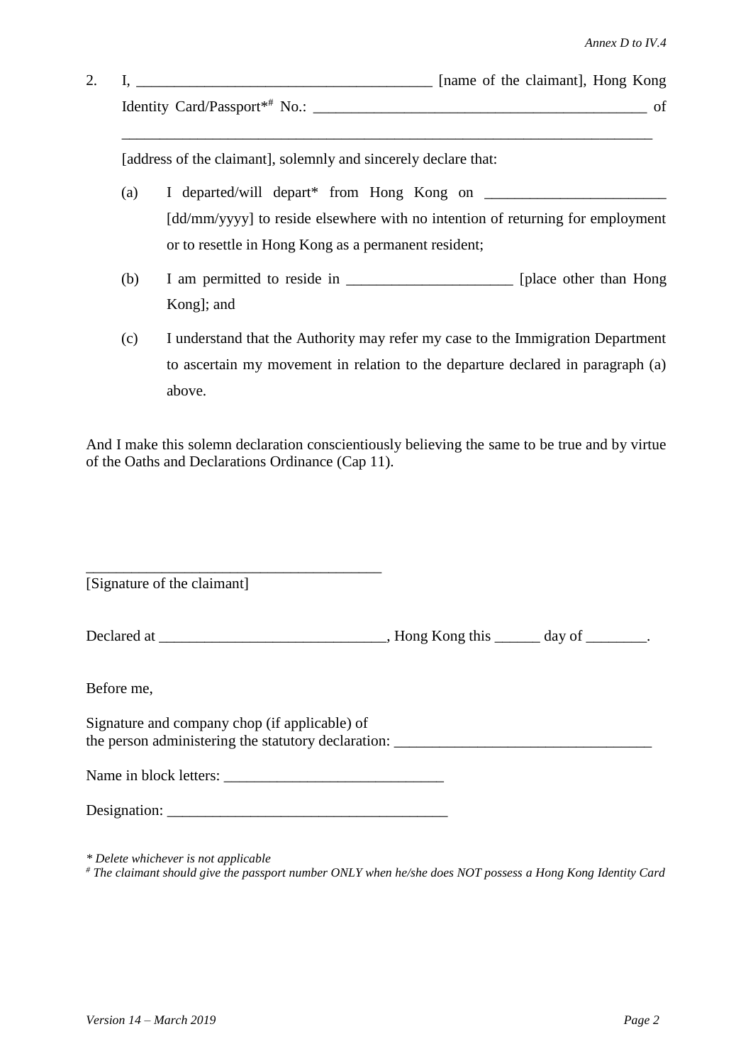2. I, ______________________________________ [name of the claimant], Hong Kong Identity Card/Passport*# No.: ____________________________________________ of ______________________________________________________________________ [address of the claimant], solemnly and sincerely declare that:

   (a) I departed/will depart* from Hong Kong on _______________________ [dd/mm/yyyy] to reside elsewhere with no intention of returning for employment or to resettle in Hong Kong as a permanent resident;

   (b) I am permitted to reside in _____________________ [place other than Hong Kong]; and

   (c) I understand that the Authority may refer my case to the Immigration Department to ascertain my movement in relation to the departure declared in paragraph (a) above.

And I make this solemn declaration conscientiously believing the same to be true and by virtue of the Oaths and Declarations Ordinance (Cap 11).

______________________________________
[Signature of the claimant]

Declared at _____________________________, Hong Kong this ______ day of ________.

Before me,

Signature and company chop (if applicable) of
the person administering the statutory declaration: _________________________________

Name in block letters: ____________________________

Designation: ____________________________________

*\* Delete whichever is not applicable*
*# The claimant should give the passport number ONLY when he/she does NOT possess a Hong Kong Identity Card*